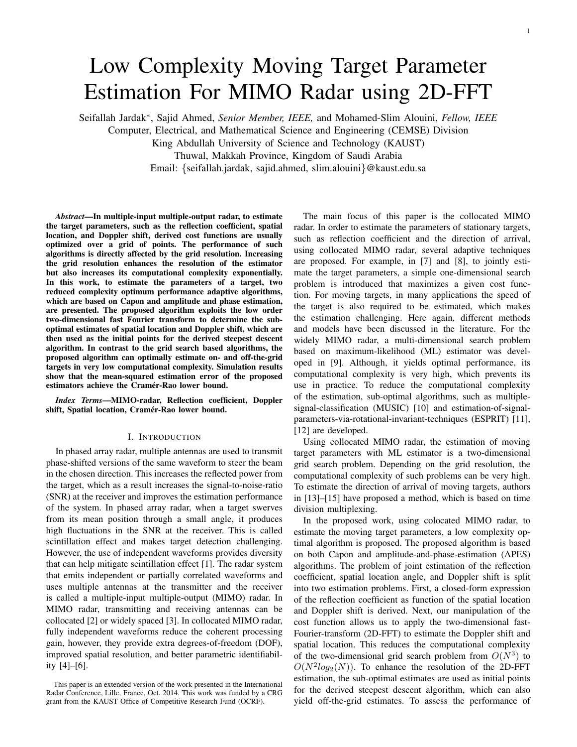# Low Complexity Moving Target Parameter Estimation For MIMO Radar using 2D-FFT

Seifallah Jardak*, Sajid Ahmed, *Senior Member, IEEE,* and Mohamed-Slim Alouini, *Fellow, IEEE*
Computer, Electrical, and Mathematical Science and Engineering (CEMSE) Division
King Abdullah University of Science and Technology (KAUST)
Thuwal, Makkah Province, Kingdom of Saudi Arabia
Email: {seifallah.jardak, sajid.ahmed, slim.alouini}@kaust.edu.sa

***Abstract*—In multiple-input multiple-output radar, to estimate the target parameters, such as the reflection coefficient, spatial location, and Doppler shift, derived cost functions are usually optimized over a grid of points. The performance of such algorithms is directly affected by the grid resolution. Increasing the grid resolution enhances the resolution of the estimator but also increases its computational complexity exponentially. In this work, to estimate the parameters of a target, two reduced complexity optimum performance adaptive algorithms, which are based on Capon and amplitude and phase estimation, are presented. The proposed algorithm exploits the low order two-dimensional fast Fourier transform to determine the sub-optimal estimates of spatial location and Doppler shift, which are then used as the initial points for the derived steepest descent algorithm. In contrast to the grid search based algorithms, the proposed algorithm can optimally estimate on- and off-the-grid targets in very low computational complexity. Simulation results show that the mean-squared estimation error of the proposed estimators achieve the Cramér-Rao lower bound.**

***Index Terms*—MIMO-radar, Reflection coefficient, Doppler shift, Spatial location, Cramér-Rao lower bound.**

## I. Introduction

In phased array radar, multiple antennas are used to transmit phase-shifted versions of the same waveform to steer the beam in the chosen direction. This increases the reflected power from the target, which as a result increases the signal-to-noise-ratio (SNR) at the receiver and improves the estimation performance of the system. In phased array radar, when a target swerves from its mean position through a small angle, it produces high fluctuations in the SNR at the receiver. This is called scintillation effect and makes target detection challenging. However, the use of independent waveforms provides diversity that can help mitigate scintillation effect [1]. The radar system that emits independent or partially correlated waveforms and uses multiple antennas at the transmitter and the receiver is called a multiple-input multiple-output (MIMO) radar. In MIMO radar, transmitting and receiving antennas can be collocated [2] or widely spaced [3]. In collocated MIMO radar, fully independent waveforms reduce the coherent processing gain, however, they provide extra degrees-of-freedom (DOF), improved spatial resolution, and better parametric identifiability [4]–[6].

This paper is an extended version of the work presented in the International Radar Conference, Lille, France, Oct. 2014. This work was funded by a CRG grant from the KAUST Office of Competitive Research Fund (OCRF).

The main focus of this paper is the collocated MIMO radar. In order to estimate the parameters of stationary targets, such as reflection coefficient and the direction of arrival, using collocated MIMO radar, several adaptive techniques are proposed. For example, in [7] and [8], to jointly estimate the target parameters, a simple one-dimensional search problem is introduced that maximizes a given cost function. For moving targets, in many applications the speed of the target is also required to be estimated, which makes the estimation challenging. Here again, different methods and models have been discussed in the literature. For the widely MIMO radar, a multi-dimensional search problem based on maximum-likelihood (ML) estimator was developed in [9]. Although, it yields optimal performance, its computational complexity is very high, which prevents its use in practice. To reduce the computational complexity of the estimation, sub-optimal algorithms, such as multiple-signal-classification (MUSIC) [10] and estimation-of-signal-parameters-via-rotational-invariant-techniques (ESPRIT) [11], [12] are developed.

Using collocated MIMO radar, the estimation of moving target parameters with ML estimator is a two-dimensional grid search problem. Depending on the grid resolution, the computational complexity of such problems can be very high. To estimate the direction of arrival of moving targets, authors in [13]–[15] have proposed a method, which is based on time division multiplexing.

In the proposed work, using colocated MIMO radar, to estimate the moving target parameters, a low complexity optimal algorithm is proposed. The proposed algorithm is based on both Capon and amplitude-and-phase-estimation (APES) algorithms. The problem of joint estimation of the reflection coefficient, spatial location angle, and Doppler shift is split into two estimation problems. First, a closed-form expression of the reflection coefficient as function of the spatial location and Doppler shift is derived. Next, our manipulation of the cost function allows us to apply the two-dimensional fast-Fourier-transform (2D-FFT) to estimate the Doppler shift and spatial location. This reduces the computational complexity of the two-dimensional grid search problem from $O(N^3)$ to $O(N^2 log_2(N))$. To enhance the resolution of the 2D-FFT estimation, the sub-optimal estimates are used as initial points for the derived steepest descent algorithm, which can also yield off-the-grid estimates. To assess the performance of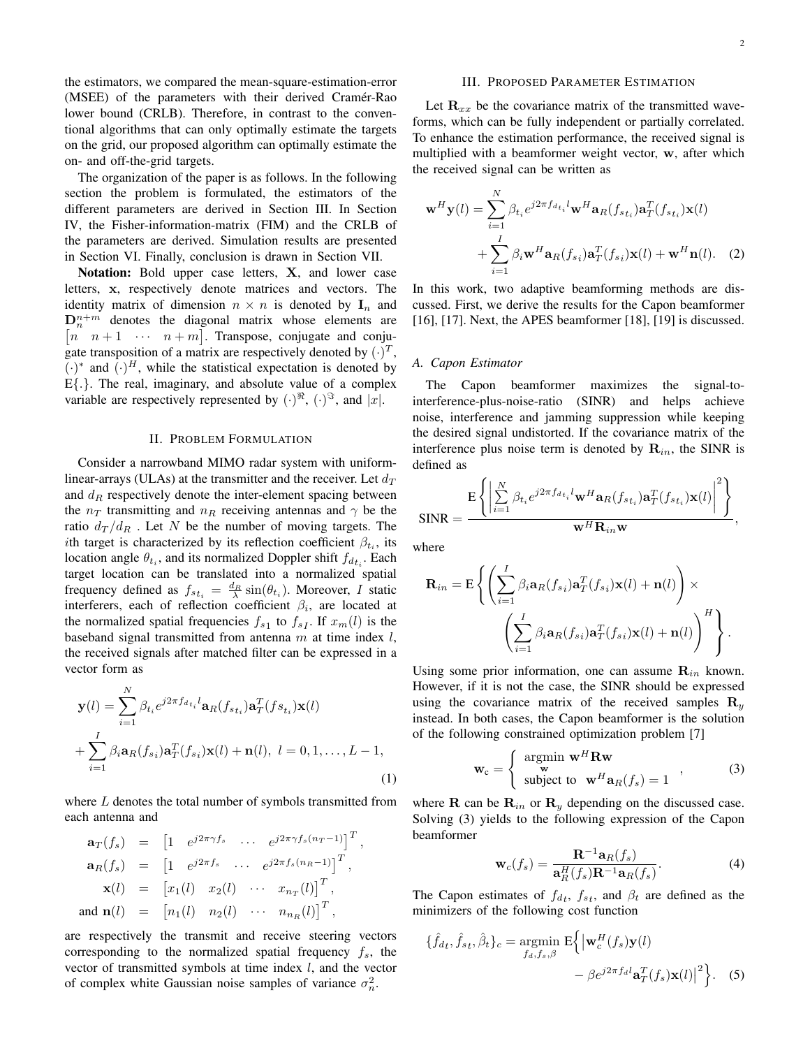the estimators, we compared the mean-square-estimation-error (MSEE) of the parameters with their derived Cramér-Rao lower bound (CRLB). Therefore, in contrast to the conventional algorithms that can only optimally estimate the targets on the grid, our proposed algorithm can optimally estimate the on- and off-the-grid targets.

The organization of the paper is as follows. In the following section the problem is formulated, the estimators of the different parameters are derived in Section III. In Section IV, the Fisher-information-matrix (FIM) and the CRLB of the parameters are derived. Simulation results are presented in Section VI. Finally, conclusion is drawn in Section VII.

**Notation:** Bold upper case letters, $\mathbf{X}$, and lower case letters, $\mathbf{x}$, respectively denote matrices and vectors. The identity matrix of dimension $n \times n$ is denoted by $\mathbf{I}_n$ and $\mathbf{D}_n^{n+m}$ denotes the diagonal matrix whose elements are $\begin{bmatrix} n & n+1 & \cdots & n+m \end{bmatrix}$. Transpose, conjugate and conjugate transposition of a matrix are respectively denoted by $(\cdot)^T$, $(\cdot)^*$ and $(\cdot)^H$, while the statistical expectation is denoted by $\mathrm{E}\{.\}$. The real, imaginary, and absolute value of a complex variable are respectively represented by $(\cdot)^{\Re}$, $(\cdot)^{\Im}$, and $|x|$.

## II. Problem Formulation

Consider a narrowband MIMO radar system with uniform-linear-arrays (ULAs) at the transmitter and the receiver. Let $d_T$ and $d_R$ respectively denote the inter-element spacing between the $n_T$ transmitting and $n_R$ receiving antennas and $\gamma$ be the ratio $d_T/d_R$ . Let $N$ be the number of moving targets. The $i$th target is characterized by its reflection coefficient $\beta_{t_i}$, its location angle $\theta_{t_i}$, and its normalized Doppler shift $f_{d_{t_i}}$. Each target location can be translated into a normalized spatial frequency defined as $f_{s_{t_i}} = \frac{d_R}{\lambda}\sin(\theta_{t_i})$. Moreover, $I$ static interferers, each of reflection coefficient $\beta_i$, are located at the normalized spatial frequencies $f_{s_1}$ to $f_{s_I}$. If $x_m(l)$ is the baseband signal transmitted from antenna $m$ at time index $l$, the received signals after matched filter can be expressed in a vector form as

$$
\mathbf{y}(l) = \sum_{i=1}^{N} \beta_{t_i} e^{j2\pi f_{d_{t_i}} l} \mathbf{a}_R(f_{s_{t_i}}) \mathbf{a}_T^T(fs_{t_i}) \mathbf{x}(l) + \sum_{i=1}^{I} \beta_i \mathbf{a}_R(f_{s_i}) \mathbf{a}_T^T(f_{s_i}) \mathbf{x}(l) + \mathbf{n}(l),\ l = 0, 1, \ldots, L-1, \tag{1}
$$

where $L$ denotes the total number of symbols transmitted from each antenna and

$$
\begin{aligned}
\mathbf{a}_T(f_s) &= \begin{bmatrix} 1 & e^{j2\pi\gamma f_s} & \cdots & e^{j2\pi\gamma f_s(n_T-1)} \end{bmatrix}^T, \\
\mathbf{a}_R(f_s) &= \begin{bmatrix} 1 & e^{j2\pi f_s} & \cdots & e^{j2\pi f_s(n_R-1)} \end{bmatrix}^T, \\
\mathbf{x}(l) &= \begin{bmatrix} x_1(l) & x_2(l) & \cdots & x_{n_T}(l) \end{bmatrix}^T, \\
\text{and } \mathbf{n}(l) &= \begin{bmatrix} n_1(l) & n_2(l) & \cdots & n_{n_R}(l) \end{bmatrix}^T,
\end{aligned}
$$

are respectively the transmit and receive steering vectors corresponding to the normalized spatial frequency $f_s$, the vector of transmitted symbols at time index $l$, and the vector of complex white Gaussian noise samples of variance $\sigma_n^2$.

## III. Proposed Parameter Estimation

Let $\mathbf{R}_{xx}$ be the covariance matrix of the transmitted waveforms, which can be fully independent or partially correlated. To enhance the estimation performance, the received signal is multiplied with a beamformer weight vector, $\mathbf{w}$, after which the received signal can be written as

$$
\mathbf{w}^H\mathbf{y}(l) = \sum_{i=1}^{N} \beta_{t_i} e^{j2\pi f_{d_{t_i}} l} \mathbf{w}^H \mathbf{a}_R(f_{s_{t_i}}) \mathbf{a}_T^T(f_{s_{t_i}}) \mathbf{x}(l) + \sum_{i=1}^{I} \beta_i \mathbf{w}^H \mathbf{a}_R(f_{s_i}) \mathbf{a}_T^T(f_{s_i}) \mathbf{x}(l) + \mathbf{w}^H\mathbf{n}(l). \tag{2}
$$

In this work, two adaptive beamforming methods are discussed. First, we derive the results for the Capon beamformer [16], [17]. Next, the APES beamformer [18], [19] is discussed.

### A. Capon Estimator

The Capon beamformer maximizes the signal-to-interference-plus-noise-ratio (SINR) and helps achieve noise, interference and jamming suppression while keeping the desired signal undistorted. If the covariance matrix of the interference plus noise term is denoted by $\mathbf{R}_{in}$, the SINR is defined as

$$
\text{SINR} = \frac{\mathrm{E}\left\{ \left| \sum_{i=1}^{N} \beta_{t_i} e^{j2\pi f_{d_{t_i}} l} \mathbf{w}^H \mathbf{a}_R(f_{s_{t_i}}) \mathbf{a}_T^T(f_{s_{t_i}}) \mathbf{x}(l) \right|^2 \right\}}{\mathbf{w}^H \mathbf{R}_{in} \mathbf{w}},
$$

where

$$
\mathbf{R}_{in} = \mathrm{E}\left\{ \left( \sum_{i=1}^{I} \beta_i \mathbf{a}_R(f_{s_i}) \mathbf{a}_T^T(f_{s_i}) \mathbf{x}(l) + \mathbf{n}(l) \right) \times \left( \sum_{i=1}^{I} \beta_i \mathbf{a}_R(f_{s_i}) \mathbf{a}_T^T(f_{s_i}) \mathbf{x}(l) + \mathbf{n}(l) \right)^H \right\}.
$$

Using some prior information, one can assume $\mathbf{R}_{in}$ known. However, if it is not the case, the SINR should be expressed using the covariance matrix of the received samples $\mathbf{R}_y$ instead. In both cases, the Capon beamformer is the solution of the following constrained optimization problem [7]

$$
\mathbf{w}_c = \left\{ \begin{array}{l} \underset{\mathbf{w}}{\operatorname{argmin}}\ \mathbf{w}^H \mathbf{R} \mathbf{w} \\ \text{subject to } \ \mathbf{w}^H \mathbf{a}_R(f_s) = 1 \end{array} \right., \tag{3}
$$

where $\mathbf{R}$ can be $\mathbf{R}_{in}$ or $\mathbf{R}_y$ depending on the discussed case. Solving (3) yields to the following expression of the Capon beamformer

$$
\mathbf{w}_c(f_s) = \frac{\mathbf{R}^{-1}\mathbf{a}_R(f_s)}{\mathbf{a}_R^H(f_s)\mathbf{R}^{-1}\mathbf{a}_R(f_s)}. \tag{4}
$$

The Capon estimates of $f_{dt}$, $f_{st}$, and $\beta_t$ are defined as the minimizers of the following cost function

$$
\{\hat{f}_{dt}, \hat{f}_{st}, \hat{\beta}_t\}_c = \underset{f_d, f_s, \beta}{\operatorname{argmin}}\ \mathrm{E}\Big\{ \left| \mathbf{w}_c^H(f_s)\mathbf{y}(l) - \beta e^{j2\pi f_d l} \mathbf{a}_T^T(f_s)\mathbf{x}(l) \right|^2 \Big\}. \tag{5}
$$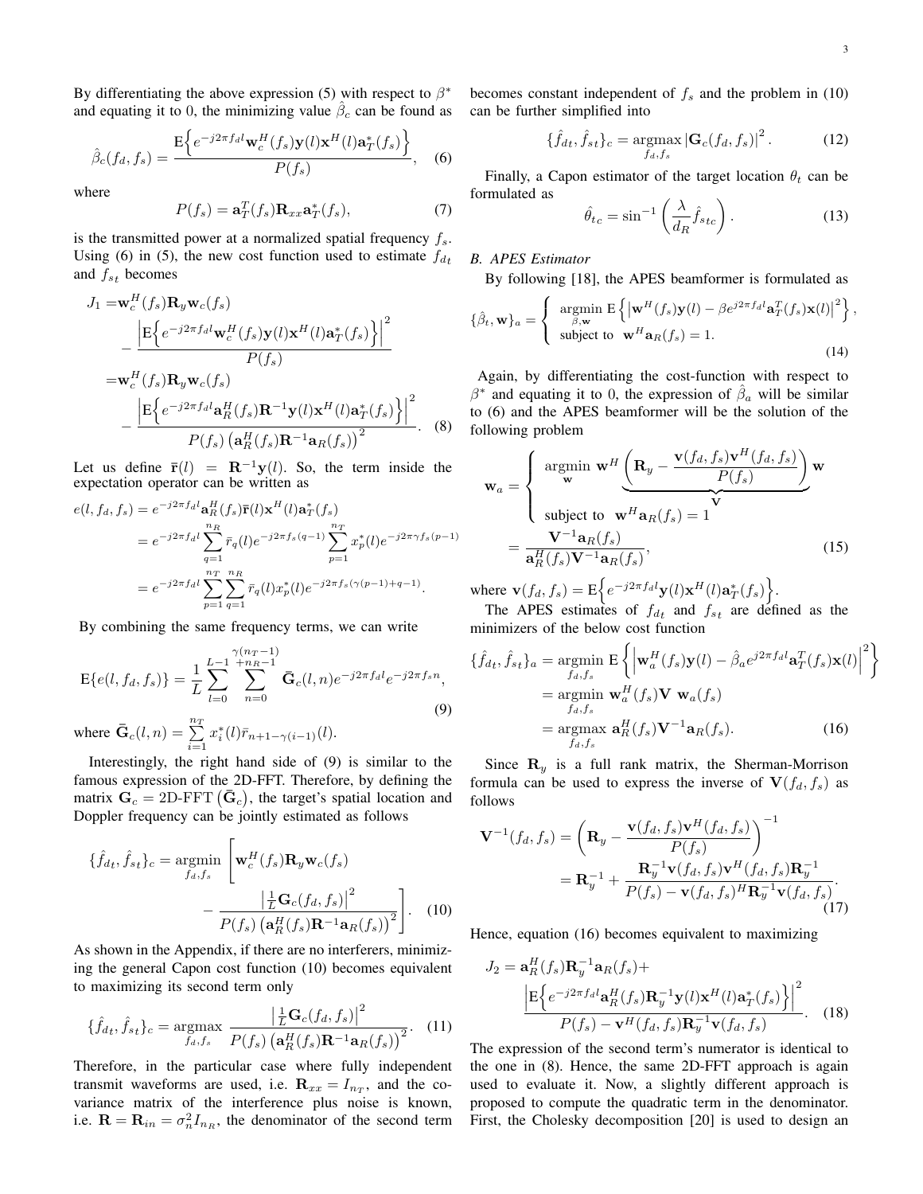By differentiating the above expression (5) with respect to $\beta^*$ and equating it to 0, the minimizing value $\hat{\beta}_c$ can be found as

$$\hat{\beta}_c(f_d, f_s) = \frac{\mathrm{E}\Big\{e^{-j2\pi f_d l}\mathbf{w}_c^H(f_s)\mathbf{y}(l)\mathbf{x}^H(l)\mathbf{a}_T^*(f_s)\Big\}}{P(f_s)}, \quad (6)$$

where

$$P(f_s) = \mathbf{a}_T^T(f_s)\mathbf{R}_{xx}\mathbf{a}_T^*(f_s), \quad (7)$$

is the transmitted power at a normalized spatial frequency $f_s$. Using (6) in (5), the new cost function used to estimate $f_{dt}$ and $f_{st}$ becomes

$$\begin{aligned}
J_1 =& \mathbf{w}_c^H(f_s)\mathbf{R}_y\mathbf{w}_c(f_s) \\
&- \frac{\left|\mathrm{E}\Big\{e^{-j2\pi f_d l}\mathbf{w}_c^H(f_s)\mathbf{y}(l)\mathbf{x}^H(l)\mathbf{a}_T^*(f_s)\Big\}\right|^2}{P(f_s)} \\
=& \mathbf{w}_c^H(f_s)\mathbf{R}_y\mathbf{w}_c(f_s) \\
&- \frac{\left|\mathrm{E}\Big\{e^{-j2\pi f_d l}\mathbf{a}_R^H(f_s)\mathbf{R}^{-1}\mathbf{y}(l)\mathbf{x}^H(l)\mathbf{a}_T^*(f_s)\Big\}\right|^2}{P(f_s)\left(\mathbf{a}_R^H(f_s)\mathbf{R}^{-1}\mathbf{a}_R(f_s)\right)^2}. \quad (8)
\end{aligned}$$

Let us define $\bar{\mathbf{r}}(l) = \mathbf{R}^{-1}\mathbf{y}(l)$. So, the term inside the expectation operator can be written as

$$\begin{aligned}
e(l, f_d, f_s) &= e^{-j2\pi f_d l}\mathbf{a}_R^H(f_s)\bar{\mathbf{r}}(l)\mathbf{x}^H(l)\mathbf{a}_T^*(f_s) \\
&= e^{-j2\pi f_d l}\sum_{q=1}^{n_R}\bar{r}_q(l)e^{-j2\pi f_s(q-1)}\sum_{p=1}^{n_T}x_p^*(l)e^{-j2\pi\gamma f_s(p-1)} \\
&= e^{-j2\pi f_d l}\sum_{p=1}^{n_T}\sum_{q=1}^{n_R}\bar{r}_q(l)x_p^*(l)e^{-j2\pi f_s(\gamma(p-1)+q-1)}.
\end{aligned}$$

By combining the same frequency terms, we can write

$$\mathrm{E}\{e(l, f_d, f_s)\} = \frac{1}{L}\sum_{l=0}^{L-1}\sum_{n=0}^{\gamma(n_T-1)+n_R-1}\bar{\mathbf{G}}_c(l,n)e^{-j2\pi f_d l}e^{-j2\pi f_s n}, \quad (9)$$

where $\bar{\mathbf{G}}_c(l,n) = \sum_{i=1}^{n_T} x_i^*(l)\bar{r}_{n+1-\gamma(i-1)}(l)$.

Interestingly, the right hand side of (9) is similar to the famous expression of the 2D-FFT. Therefore, by defining the matrix $\mathbf{G}_c = \text{2D-FFT}\left(\bar{\mathbf{G}}_c\right)$, the target's spatial location and Doppler frequency can be jointly estimated as follows

$$\begin{aligned}
\{\hat{f}_{dt}, \hat{f}_{st}\}_c = \underset{f_d, f_s}{\operatorname{argmin}} \Bigg[&\mathbf{w}_c^H(f_s)\mathbf{R}_y\mathbf{w}_c(f_s) \\
&- \frac{\left|\frac{1}{L}\mathbf{G}_c(f_d, f_s)\right|^2}{P(f_s)\left(\mathbf{a}_R^H(f_s)\mathbf{R}^{-1}\mathbf{a}_R(f_s)\right)^2}\Bigg]. \quad (10)
\end{aligned}$$

As shown in the Appendix, if there are no interferers, minimizing the general Capon cost function (10) becomes equivalent to maximizing its second term only

$$\{\hat{f}_{dt}, \hat{f}_{st}\}_c = \underset{f_d, f_s}{\operatorname{argmax}}\ \frac{\left|\frac{1}{L}\mathbf{G}_c(f_d, f_s)\right|^2}{P(f_s)\left(\mathbf{a}_R^H(f_s)\mathbf{R}^{-1}\mathbf{a}_R(f_s)\right)^2}. \quad (11)$$

Therefore, in the particular case where fully independent transmit waveforms are used, i.e. $\mathbf{R}_{xx} = I_{n_T}$, and the covariance matrix of the interference plus noise is known, i.e. $\mathbf{R} = \mathbf{R}_{in} = \sigma_n^2 I_{n_R}$, the denominator of the second term becomes constant independent of $f_s$ and the problem in (10) can be further simplified into

$$\{\hat{f}_{dt}, \hat{f}_{st}\}_c = \underset{f_d, f_s}{\operatorname{argmax}}\left|\mathbf{G}_c(f_d, f_s)\right|^2. \quad (12)$$

Finally, a Capon estimator of the target location $\theta_t$ can be formulated as

$$\hat{\theta}_{tc} = \sin^{-1}\left(\frac{\lambda}{d_R}\hat{f}_{stc}\right). \quad (13)$$

### B. APES Estimator

By following [18], the APES beamformer is formulated as

$$\{\hat{\beta}_t, \mathbf{w}\}_a = \begin{cases} \underset{\beta, \mathbf{w}}{\operatorname{argmin}}\ \mathrm{E}\left\{\left|\mathbf{w}^H(f_s)\mathbf{y}(l) - \beta e^{j2\pi f_d l}\mathbf{a}_T^T(f_s)\mathbf{x}(l)\right|^2\right\}, \\ \text{subject to } \ \mathbf{w}^H\mathbf{a}_R(f_s) = 1. \end{cases} \quad (14)$$

Again, by differentiating the cost-function with respect to $\beta^*$ and equating it to 0, the expression of $\hat{\beta}_a$ will be similar to (6) and the APES beamformer will be the solution of the following problem

$$\begin{aligned}
\mathbf{w}_a &= \begin{cases} \underset{\mathbf{w}}{\operatorname{argmin}}\ \mathbf{w}^H\underbrace{\left(\mathbf{R}_y - \frac{\mathbf{v}(f_d, f_s)\mathbf{v}^H(f_d, f_s)}{P(f_s)}\right)}_{\mathbf{V}}\mathbf{w} \\ \text{subject to } \ \mathbf{w}^H\mathbf{a}_R(f_s) = 1 \end{cases} \\
&= \frac{\mathbf{V}^{-1}\mathbf{a}_R(f_s)}{\mathbf{a}_R^H(f_s)\mathbf{V}^{-1}\mathbf{a}_R(f_s)}, \quad (15)
\end{aligned}$$

where $\mathbf{v}(f_d, f_s) = \mathrm{E}\Big\{e^{-j2\pi f_d l}\mathbf{y}(l)\mathbf{x}^H(l)\mathbf{a}_T^*(f_s)\Big\}$.

The APES estimates of $f_{dt}$ and $f_{st}$ are defined as the minimizers of the below cost function

$$\begin{aligned}
\{\hat{f}_{dt}, \hat{f}_{st}\}_a &= \underset{f_d, f_s}{\operatorname{argmin}}\ \mathrm{E}\left\{\left|\mathbf{w}_a^H(f_s)\mathbf{y}(l) - \hat{\beta}_a e^{j2\pi f_d l}\mathbf{a}_T^T(f_s)\mathbf{x}(l)\right|^2\right\} \\
&= \underset{f_d, f_s}{\operatorname{argmin}}\ \mathbf{w}_a^H(f_s)\mathbf{V}\ \mathbf{w}_a(f_s) \\
&= \underset{f_d, f_s}{\operatorname{argmax}}\ \mathbf{a}_R^H(f_s)\mathbf{V}^{-1}\mathbf{a}_R(f_s). \quad (16)
\end{aligned}$$

Since $\mathbf{R}_y$ is a full rank matrix, the Sherman-Morrison formula can be used to express the inverse of $\mathbf{V}(f_d, f_s)$ as follows

$$\begin{aligned}
\mathbf{V}^{-1}(f_d, f_s) &= \left(\mathbf{R}_y - \frac{\mathbf{v}(f_d, f_s)\mathbf{v}^H(f_d, f_s)}{P(f_s)}\right)^{-1} \\
&= \mathbf{R}_y^{-1} + \frac{\mathbf{R}_y^{-1}\mathbf{v}(f_d, f_s)\mathbf{v}^H(f_d, f_s)\mathbf{R}_y^{-1}}{P(f_s) - \mathbf{v}(f_d, f_s)^H\mathbf{R}_y^{-1}\mathbf{v}(f_d, f_s)}. \quad (17)
\end{aligned}$$

Hence, equation (16) becomes equivalent to maximizing

$$\begin{aligned}
J_2 = &\mathbf{a}_R^H(f_s)\mathbf{R}_y^{-1}\mathbf{a}_R(f_s) + \\
&\frac{\left|\mathrm{E}\Big\{e^{-j2\pi f_d l}\mathbf{a}_R^H(f_s)\mathbf{R}_y^{-1}\mathbf{y}(l)\mathbf{x}^H(l)\mathbf{a}_T^*(f_s)\Big\}\right|^2}{P(f_s) - \mathbf{v}^H(f_d, f_s)\mathbf{R}_y^{-1}\mathbf{v}(f_d, f_s)}. \quad (18)
\end{aligned}$$

The expression of the second term's numerator is identical to the one in (8). Hence, the same 2D-FFT approach is again used to evaluate it. Now, a slightly different approach is proposed to compute the quadratic term in the denominator. First, the Cholesky decomposition [20] is used to design an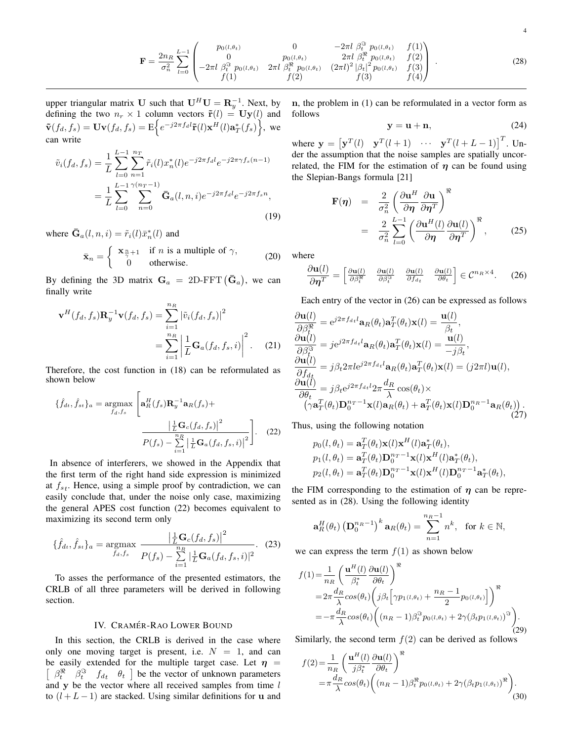$$\mathbf{F} = \frac{2n_R}{\sigma_n^2} \sum_{l=0}^{L-1} \begin{pmatrix} p_{0(l,\theta_t)} & 0 & -2\pi l \ \beta_t^{\Im} \ p_{0(l,\theta_t)} & f(1) \\ 0 & p_{0(l,\theta_t)} & 2\pi l \ \beta_t^{\Re} \ p_{0(l,\theta_t)} & f(2) \\ -2\pi l \ \beta_t^{\Im} \ p_{0(l,\theta_t)} & 2\pi l \ \beta_t^{\Re} \ p_{0(l,\theta_t)} & (2\pi l)^2 \left|\beta_t\right|^2 p_{0(l,\theta_t)} & f(3) \\ f(1) & f(2) & f(3) & f(4) \end{pmatrix} . \tag{28}$$

upper triangular matrix $\mathbf{U}$ such that $\mathbf{U}^H\mathbf{U} = \mathbf{R}_y^{-1}$. Next, by defining the two $n_r \times 1$ column vectors $\tilde{\mathbf{r}}(l) = \mathbf{U}\mathbf{y}(l)$ and $\tilde{\mathbf{v}}(f_d, f_s) = \mathbf{U}\mathbf{v}(f_d, f_s) = \mathrm{E}\Big\{e^{-j2\pi f_d l}\tilde{\mathbf{r}}(l)\mathbf{x}^H(l)\mathbf{a}_T^*(f_s)\Big\}$, we can write

$$\begin{aligned}\tilde{v}_i(f_d, f_s) &= \frac{1}{L}\sum_{l=0}^{L-1}\sum_{n=1}^{n_T} \tilde{r}_i(l)x_n^*(l)e^{-j2\pi f_d l}e^{-j2\pi\gamma f_s (n-1)} \\ &= \frac{1}{L}\sum_{l=0}^{L-1}\sum_{n=0}^{\gamma(n_T-1)} \bar{\mathbf{G}}_a(l,n,i)e^{-j2\pi f_d l}e^{-j2\pi f_s n},\end{aligned} \tag{19}$$

where $\bar{\mathbf{G}}_a(l,n,i) = \tilde{r}_i(l)\bar{x}_n^*(l)$ and

$$\bar{\mathbf{x}}_n = \begin{cases} \mathbf{x}_{\frac{n}{\gamma}+1} & \text{if } n \text{ is a multiple of } \gamma, \\ 0 & \text{otherwise.} \end{cases} \tag{20}$$

By defining the 3D matrix $\mathbf{G}_a = \text{2D-FFT}\left(\bar{\mathbf{G}}_a\right)$, we can finally write

$$\begin{aligned}\mathbf{v}^H(f_d, f_s)\mathbf{R}_y^{-1}\mathbf{v}(f_d, f_s) &= \sum_{i=1}^{n_R} \left|\tilde{v}_i(f_d, f_s)\right|^2 \\ &= \sum_{i=1}^{n_R} \left|\frac{1}{L}\mathbf{G}_a(f_d, f_s, i)\right|^2.\end{aligned} \tag{21}$$

Therefore, the cost function in (18) can be reformulated as shown below

$$\{\hat{f}_{dt}, \hat{f}_{st}\}_a = \underset{f_d, f_s}{\operatorname{argmax}} \left[\mathbf{a}_R^H(f_s)\mathbf{R}_y^{-1}\mathbf{a}_R(f_s) + \frac{\left|\frac{1}{L}\mathbf{G}_c(f_d, f_s)\right|^2}{P(f_s) - \sum\limits_{i=1}^{n_R}\left|\frac{1}{L}\mathbf{G}_a(f_d, f_s, i)\right|^2}\right]. \tag{22}$$

In absence of interferers, we showed in the Appendix that the first term of the right hand side expression is minimized at $f_{st}$. Hence, using a simple proof by contradiction, we can easily conclude that, under the noise only case, maximizing the general APES cost function (22) becomes equivalent to maximizing its second term only

$$\{\hat{f}_{dt}, \hat{f}_{st}\}_a = \underset{f_d, f_s}{\operatorname{argmax}} \frac{\left|\frac{1}{L}\mathbf{G}_c(f_d, f_s)\right|^2}{P(f_s) - \sum\limits_{i=1}^{n_R}\left|\frac{1}{L}\mathbf{G}_a(f_d, f_s, i)\right|^2}. \tag{23}$$

To asses the performance of the presented estimators, the CRLB of all three parameters will be derived in following section.

## IV. Cramér-Rao Lower Bound

In this section, the CRLB is derived in the case where only one moving target is present, i.e. $N = 1$, and can be easily extended for the multiple target case. Let $\boldsymbol{\eta} = \left[\begin{array}{cccc} \beta_t^{\Re} & \beta_t^{\Im} & f_{dt} & \theta_t \end{array}\right]$ be the vector of unknown parameters and $\mathbf{y}$ be the vector where all received samples from time $l$ to $(l+L-1)$ are stacked. Using similar definitions for $\mathbf{u}$ and $\mathbf{n}$, the problem in (1) can be reformulated in a vector form as follows

$$\mathbf{y} = \mathbf{u} + \mathbf{n}, \tag{24}$$

where $\mathbf{y} = \begin{bmatrix}\mathbf{y}^T(l) & \mathbf{y}^T(l+1) & \cdots & \mathbf{y}^T(l+L-1)\end{bmatrix}^T$. Under the assumption that the noise samples are spatially uncorrelated, the FIM for the estimation of $\boldsymbol{\eta}$ can be found using the Slepian-Bangs formula [21]

$$\begin{aligned}\mathbf{F}(\boldsymbol{\eta}) &= \frac{2}{\sigma_n^2}\left(\frac{\partial \mathbf{u}^H}{\partial \boldsymbol{\eta}}\frac{\partial \mathbf{u}}{\partial \boldsymbol{\eta}^T}\right)^{\Re} \\ &= \frac{2}{\sigma_n^2}\sum_{l=0}^{L-1}\left(\frac{\partial \mathbf{u}^H(l)}{\partial \boldsymbol{\eta}}\frac{\partial \mathbf{u}(l)}{\partial \boldsymbol{\eta}^T}\right)^{\Re},\end{aligned} \tag{25}$$

where

$$\frac{\partial \mathbf{u}(l)}{\partial \boldsymbol{\eta}^T} = \begin{bmatrix} \frac{\partial \mathbf{u}(l)}{\partial \beta_t^{\Re}} & \frac{\partial \mathbf{u}(l)}{\partial \beta_t^{\Im}} & \frac{\partial \mathbf{u}(l)}{\partial f_{dt}} & \frac{\partial \mathbf{u}(l)}{\partial \theta_t}\end{bmatrix} \in \mathcal{C}^{n_R \times 4}. \tag{26}$$

Each entry of the vector in (26) can be expressed as follows

$$\begin{aligned}\frac{\partial \mathbf{u}(l)}{\partial \beta_t^{\Re}} &= \mathrm{e}^{j2\pi f_{dt} l}\mathbf{a}_R(\theta_t)\mathbf{a}_T^T(\theta_t)\mathbf{x}(l) = \frac{\mathbf{u}(l)}{\beta_t}, \\ \frac{\partial \mathbf{u}(l)}{\partial \beta_t^{\Im}} &= j\mathrm{e}^{j2\pi f_{dt} l}\mathbf{a}_R(\theta_t)\mathbf{a}_T^T(\theta_t)\mathbf{x}(l) = \frac{\mathbf{u}(l)}{-j\beta_t}, \\ \frac{\partial \mathbf{u}(l)}{\partial f_{dt}} &= j\beta_t 2\pi l\mathrm{e}^{j2\pi f_{dt} l}\mathbf{a}_R(\theta_t)\mathbf{a}_T^T(\theta_t)\mathbf{x}(l) = (j2\pi l)\mathbf{u}(l), \\ \frac{\partial \mathbf{u}(l)}{\partial \theta_t} &= j\beta_t\mathrm{e}^{j2\pi f_{dt} l}2\pi\frac{d_R}{\lambda}\cos(\theta_t)\times \\ &\quad \left(\gamma\mathbf{a}_T^T(\theta_t)\mathbf{D}_0^{n_T-1}\mathbf{x}(l)\mathbf{a}_R(\theta_t) + \mathbf{a}_T^T(\theta_t)\mathbf{x}(l)\mathbf{D}_0^{n_R-1}\mathbf{a}_R(\theta_t)\right).\end{aligned} \tag{27}$$

Thus, using the following notation

$$\begin{aligned} p_0(l,\theta_t) &= \mathbf{a}_T^T(\theta_t)\mathbf{x}(l)\mathbf{x}^H(l)\mathbf{a}_T^*(\theta_t), \\ p_1(l,\theta_t) &= \mathbf{a}_T^T(\theta_t)\mathbf{D}_0^{n_T-1}\mathbf{x}(l)\mathbf{x}^H(l)\mathbf{a}_T^*(\theta_t), \\ p_2(l,\theta_t) &= \mathbf{a}_T^T(\theta_t)\mathbf{D}_0^{n_T-1}\mathbf{x}(l)\mathbf{x}^H(l)\mathbf{D}_0^{n_T-1}\mathbf{a}_T^*(\theta_t),\end{aligned}$$

the FIM corresponding to the estimation of $\boldsymbol{\eta}$ can be represented as in (28). Using the following identity

$$\mathbf{a}_R^H(\theta_t)\left(\mathbf{D}_0^{n_R-1}\right)^k\mathbf{a}_R(\theta_t) = \sum_{n=1}^{n_R-1} n^k, \quad \text{for } k \in \mathbb{N},$$

we can express the term $f(1)$ as shown below

$$\begin{aligned} f(1) &= \frac{1}{n_R}\left(\frac{\mathbf{u}^H(l)}{\beta_t^*}\frac{\partial \mathbf{u}(l)}{\partial \theta_t}\right)^{\Re} \\ &= 2\pi\frac{d_R}{\lambda}cos(\theta_t)\bigg(j\beta_t\Big[\gamma p_{1(l,\theta_t)} + \frac{n_R-1}{2}p_{0(l,\theta_t)}\Big]\bigg)^{\Re} \\ &= -\pi\frac{d_R}{\lambda}cos(\theta_t)\bigg((n_R-1)\beta_t^{\Im}p_{0(l,\theta_t)} + 2\gamma\left(\beta_t p_{1(l,\theta_t)}\right)^{\Im}\bigg).\end{aligned} \tag{29}$$

Similarly, the second term $f(2)$ can be derived as follows

$$\begin{aligned} f(2) &= \frac{1}{n_R}\left(\frac{\mathbf{u}^H(l)}{j\beta_t^*}\frac{\partial \mathbf{u}(l)}{\partial \theta_t}\right)^{\Re} \\ &= \pi\frac{d_R}{\lambda}cos(\theta_t)\bigg((n_R-1)\beta_t^{\Re}p_{0(l,\theta_t)} + 2\gamma\left(\beta_t p_{1(l,\theta_t)}\right)^{\Re}\bigg).\end{aligned} \tag{30}$$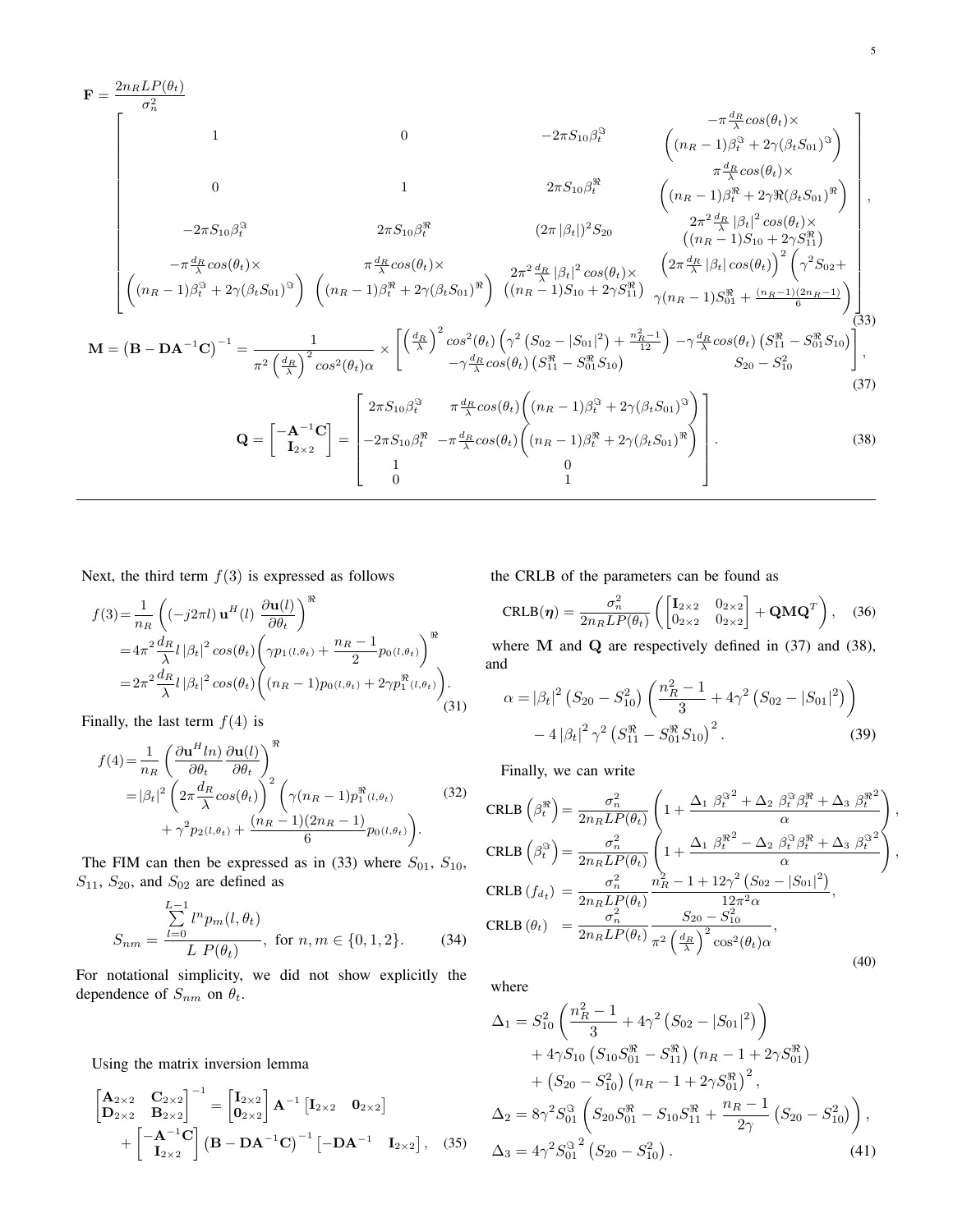$$
\mathbf{F} = \frac{2n_R L P(\theta_t)}{\sigma_n^2}
\begin{bmatrix}
1 & 0 & -2\pi S_{10}\beta_t^{\Im} & \begin{array}{c}-\pi\frac{d_R}{\lambda}cos(\theta_t)\times\\ \left((n_R-1)\beta_t^{\Im}+2\gamma(\beta_t S_{01})^{\Im}\right)\end{array} \\
0 & 1 & 2\pi S_{10}\beta_t^{\Re} & \begin{array}{c}\pi\frac{d_R}{\lambda}cos(\theta_t)\times\\ \left((n_R-1)\beta_t^{\Re}+2\gamma\Re(\beta_t S_{01})^{\Re}\right)\end{array} \\
-2\pi S_{10}\beta_t^{\Im} & 2\pi S_{10}\beta_t^{\Re} & (2\pi|\beta_t|)^2 S_{20} & \begin{array}{c}2\pi^2\frac{d_R}{\lambda}|\beta_t|^2 cos(\theta_t)\times\\ ((n_R-1)S_{10}+2\gamma S_{11}^{\Re})\end{array} \\
\begin{array}{c}-\pi\frac{d_R}{\lambda}cos(\theta_t)\times\\ \left((n_R-1)\beta_t^{\Im}+2\gamma(\beta_t S_{01})^{\Im}\right)\end{array} & \begin{array}{c}\pi\frac{d_R}{\lambda}cos(\theta_t)\times\\ \left((n_R-1)\beta_t^{\Re}+2\gamma(\beta_t S_{01})^{\Re}\right)\end{array} & \begin{array}{c}2\pi^2\frac{d_R}{\lambda}|\beta_t|^2 cos(\theta_t)\times\\ ((n_R-1)S_{10}+2\gamma S_{11}^{\Re})\end{array} & \begin{array}{c}\left(2\pi\frac{d_R}{\lambda}|\beta_t| cos(\theta_t)\right)^2\left(\gamma^2 S_{02}+\right.\\ \left.\gamma(n_R-1)S_{01}^{\Re}+\frac{(n_R-1)(2n_R-1)}{6}\right)\end{array}
\end{bmatrix}, \quad (33)
$$

$$
\mathbf{M} = \left(\mathbf{B}-\mathbf{D}\mathbf{A}^{-1}\mathbf{C}\right)^{-1} = \frac{1}{\pi^2\left(\frac{d_R}{\lambda}\right)^2 cos^2(\theta_t)\alpha} \times
\begin{bmatrix}
\left(\frac{d_R}{\lambda}\right)^2 cos^2(\theta_t)\left(\gamma^2\left(S_{02}-|S_{01}|^2\right)+\frac{n_R^2-1}{12}\right) & -\gamma\frac{d_R}{\lambda}cos(\theta_t)\left(S_{11}^{\Re}-S_{01}^{\Re}S_{10}\right) \\
-\gamma\frac{d_R}{\lambda}cos(\theta_t)\left(S_{11}^{\Re}-S_{01}^{\Re}S_{10}\right) & S_{20}-S_{10}^2
\end{bmatrix}, \quad (37)
$$

$$
\mathbf{Q} = \begin{bmatrix}-\mathbf{A}^{-1}\mathbf{C}\\ \mathbf{I}_{2\times2}\end{bmatrix} =
\begin{bmatrix}
2\pi S_{10}\beta_t^{\Im} & \pi\frac{d_R}{\lambda}cos(\theta_t)\left((n_R-1)\beta_t^{\Im}+2\gamma(\beta_t S_{01})^{\Im}\right) \\
-2\pi S_{10}\beta_t^{\Re} & -\pi\frac{d_R}{\lambda}cos(\theta_t)\left((n_R-1)\beta_t^{\Re}+2\gamma(\beta_t S_{01})^{\Re}\right) \\
1 & 0 \\
0 & 1
\end{bmatrix}. \quad (38)
$$

Next, the third term $f(3)$ is expressed as follows

$$
\begin{aligned}
f(3) &= \frac{1}{n_R}\left((-j2\pi l)\,\mathbf{u}^H(l)\,\frac{\partial\mathbf{u}(l)}{\partial\theta_t}\right)^{\Re} \\
&= 4\pi^2\frac{d_R}{\lambda}l\,|\beta_t|^2 cos(\theta_t)\left(\gamma p_{1(l,\theta_t)}+\frac{n_R-1}{2}p_{0(l,\theta_t)}\right)^{\Re} \\
&= 2\pi^2\frac{d_R}{\lambda}l\,|\beta_t|^2 cos(\theta_t)\left((n_R-1)p_{0(l,\theta_t)}+2\gamma p_1^{\Re}{}_{(l,\theta_t)}\right).
\end{aligned} \quad (31)
$$

Finally, the last term $f(4)$ is

$$
\begin{aligned}
f(4) &= \frac{1}{n_R}\left(\frac{\partial\mathbf{u}^H ln)}{\partial\theta_t}\frac{\partial\mathbf{u}(l)}{\partial\theta_t}\right)^{\Re} \\
&= |\beta_t|^2\left(2\pi\frac{d_R}{\lambda}cos(\theta_t)\right)^2\left(\gamma(n_R-1)p_1^{\Re}{}_{(l,\theta_t)}\right. \\
&\quad \left.+\gamma^2 p_{2(l,\theta_t)}+\frac{(n_R-1)(2n_R-1)}{6}p_{0(l,\theta_t)}\right).
\end{aligned} \quad (32)
$$

The FIM can then be expressed as in (33) where $S_{01}$, $S_{10}$, $S_{11}$, $S_{20}$, and $S_{02}$ are defined as

$$
S_{nm} = \frac{\sum_{l=0}^{L-1} l^n p_m(l,\theta_t)}{L\ P(\theta_t)},\ \text{for } n,m\in\{0,1,2\}. \quad (34)
$$

For notational simplicity, we did not show explicitly the dependence of $S_{nm}$ on $\theta_t$.

Using the matrix inversion lemma

$$
\begin{aligned}
\begin{bmatrix}\mathbf{A}_{2\times2} & \mathbf{C}_{2\times2}\\ \mathbf{D}_{2\times2} & \mathbf{B}_{2\times2}\end{bmatrix}^{-1} &= \begin{bmatrix}\mathbf{I}_{2\times2}\\ \mathbf{0}_{2\times2}\end{bmatrix}\mathbf{A}^{-1}\begin{bmatrix}\mathbf{I}_{2\times2} & \mathbf{0}_{2\times2}\end{bmatrix} \\
&\quad + \begin{bmatrix}-\mathbf{A}^{-1}\mathbf{C}\\ \mathbf{I}_{2\times2}\end{bmatrix}\left(\mathbf{B}-\mathbf{D}\mathbf{A}^{-1}\mathbf{C}\right)^{-1}\begin{bmatrix}-\mathbf{D}\mathbf{A}^{-1} & \mathbf{I}_{2\times2}\end{bmatrix},
\end{aligned} \quad (35)
$$

the CRLB of the parameters can be found as

$$
\text{CRLB}(\boldsymbol{\eta}) = \frac{\sigma_n^2}{2n_R L P(\theta_t)}\left(\begin{bmatrix}\mathbf{I}_{2\times2} & 0_{2\times2}\\ 0_{2\times2} & 0_{2\times2}\end{bmatrix}+\mathbf{Q}\mathbf{M}\mathbf{Q}^T\right), \quad (36)
$$

where $\mathbf{M}$ and $\mathbf{Q}$ are respectively defined in (37) and (38), and

$$
\begin{aligned}
\alpha &= |\beta_t|^2\left(S_{20}-S_{10}^2\right)\left(\frac{n_R^2-1}{3}+4\gamma^2\left(S_{02}-|S_{01}|^2\right)\right) \\
&\quad - 4\,|\beta_t|^2\gamma^2\left(S_{11}^{\Re}-S_{01}^{\Re}S_{10}\right)^2.
\end{aligned} \quad (39)
$$

Finally, we can write

$$
\begin{aligned}
\text{CRLB}\left(\beta_t^{\Re}\right) &= \frac{\sigma_n^2}{2n_R L P(\theta_t)}\left(1+\frac{\Delta_1\ {\beta_t^{\Im}}^2+\Delta_2\ \beta_t^{\Im}\beta_t^{\Re}+\Delta_3\ {\beta_t^{\Re}}^2}{\alpha}\right), \\
\text{CRLB}\left(\beta_t^{\Im}\right) &= \frac{\sigma_n^2}{2n_R L P(\theta_t)}\left(1+\frac{\Delta_1\ {\beta_t^{\Re}}^2-\Delta_2\ \beta_t^{\Im}\beta_t^{\Re}+\Delta_3\ {\beta_t^{\Im}}^2}{\alpha}\right), \\
\text{CRLB}\left(f_{d_t}\right) &= \frac{\sigma_n^2}{2n_R L P(\theta_t)}\frac{n_R^2-1+12\gamma^2\left(S_{02}-|S_{01}|^2\right)}{12\pi^2\alpha}, \\
\text{CRLB}\left(\theta_t\right) &= \frac{\sigma_n^2}{2n_R L P(\theta_t)}\frac{S_{20}-S_{10}^2}{\pi^2\left(\frac{d_R}{\lambda}\right)^2\cos^2(\theta_t)\alpha},
\end{aligned} \quad (40)
$$

where

$$
\begin{aligned}
\Delta_1 &= S_{10}^2\left(\frac{n_R^2-1}{3}+4\gamma^2\left(S_{02}-|S_{01}|^2\right)\right) \\
&\quad + 4\gamma S_{10}\left(S_{10}S_{01}^{\Re}-S_{11}^{\Re}\right)\left(n_R-1+2\gamma S_{01}^{\Re}\right) \\
&\quad + \left(S_{20}-S_{10}^2\right)\left(n_R-1+2\gamma S_{01}^{\Re}\right)^2, \\
\Delta_2 &= 8\gamma^2 S_{01}^{\Im}\left(S_{20}S_{01}^{\Re}-S_{10}S_{11}^{\Re}+\frac{n_R-1}{2\gamma}\left(S_{20}-S_{10}^2\right)\right), \\
\Delta_3 &= 4\gamma^2{S_{01}^{\Im}}^2\left(S_{20}-S_{10}^2\right).
\end{aligned} \quad (41)
$$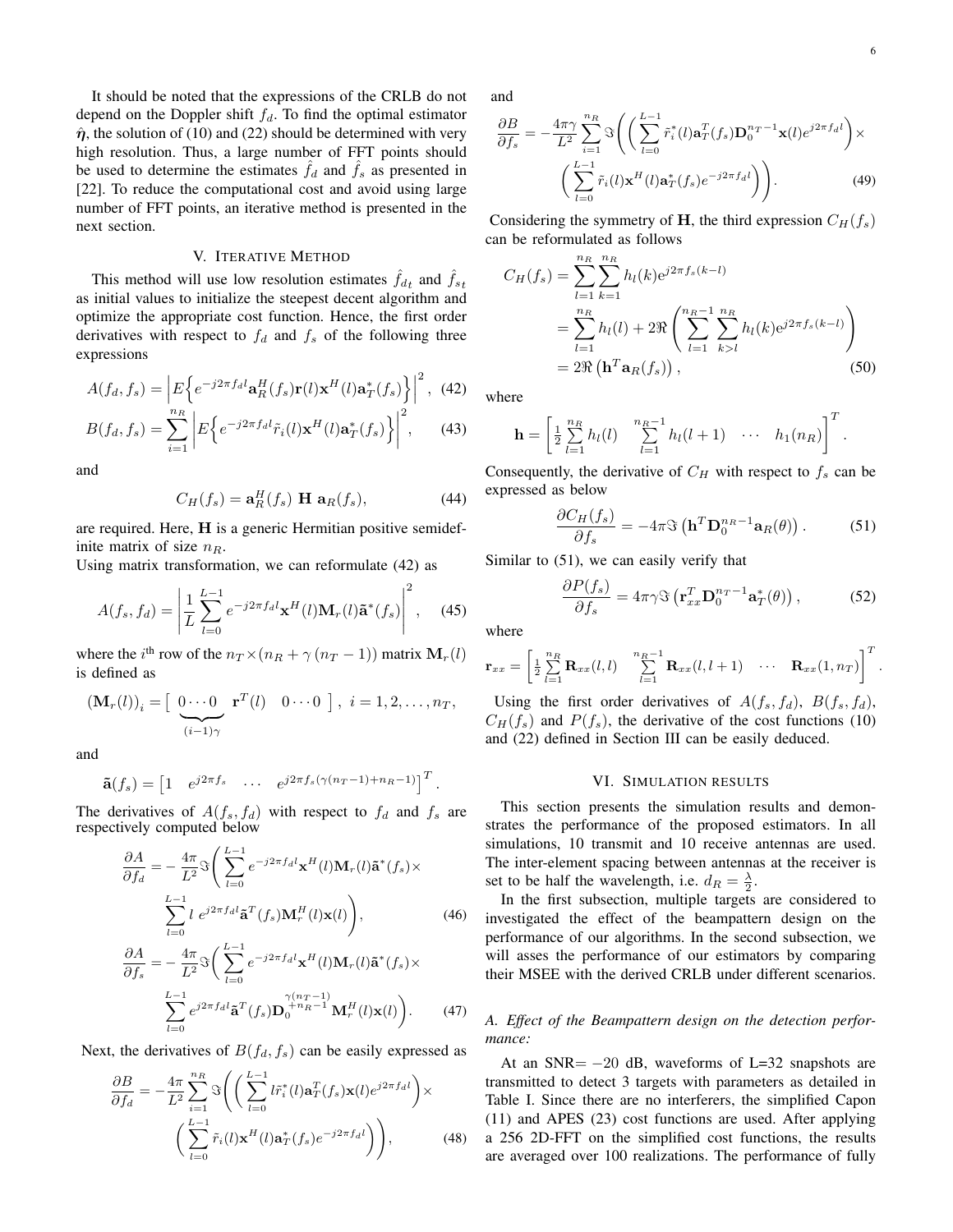It should be noted that the expressions of the CRLB do not depend on the Doppler shift $f_d$. To find the optimal estimator $\hat{\boldsymbol{\eta}}$, the solution of (10) and (22) should be determined with very high resolution. Thus, a large number of FFT points should be used to determine the estimates $\hat{f}_d$ and $\hat{f}_s$ as presented in [22]. To reduce the computational cost and avoid using large number of FFT points, an iterative method is presented in the next section.

## V. Iterative Method

This method will use low resolution estimates $\hat{f}_{dt}$ and $\hat{f}_{st}$ as initial values to initialize the steepest decent algorithm and optimize the appropriate cost function. Hence, the first order derivatives with respect to $f_d$ and $f_s$ of the following three expressions

$$A(f_d, f_s) = \left| E\Big\{ e^{-j2\pi f_d l} \mathbf{a}_R^H(f_s)\mathbf{r}(l)\mathbf{x}^H(l)\mathbf{a}_T^*(f_s) \Big\} \right|^2, \quad (42)$$

$$B(f_d, f_s) = \sum_{i=1}^{n_R} \left| E\Big\{ e^{-j2\pi f_d l} \tilde{r}_i(l)\mathbf{x}^H(l)\mathbf{a}_T^*(f_s) \Big\} \right|^2, \quad (43)$$

and

$$C_H(f_s) = \mathbf{a}_R^H(f_s) \ \mathbf{H} \ \mathbf{a}_R(f_s), \quad (44)$$

are required. Here, $\mathbf{H}$ is a generic Hermitian positive semidefinite matrix of size $n_R$.

Using matrix transformation, we can reformulate (42) as

$$A(f_s, f_d) = \left| \frac{1}{L} \sum_{l=0}^{L-1} e^{-j2\pi f_d l} \mathbf{x}^H(l)\mathbf{M}_r(l)\tilde{\mathbf{a}}^*(f_s) \right|^2, \quad (45)$$

where the $i^{\text{th}}$ row of the $n_T \times (n_R + \gamma (n_T - 1))$ matrix $\mathbf{M}_r(l)$ is defined as

$$(\mathbf{M}_r(l))_i = \big[ \ \underbrace{0 \cdots 0}_{(i-1)\gamma} \quad \mathbf{r}^T(l) \quad 0 \cdots 0 \ \big], \ i = 1, 2, \ldots, n_T,$$

and

$$\tilde{\mathbf{a}}(f_s) = \begin{bmatrix} 1 & e^{j2\pi f_s} & \cdots & e^{j2\pi f_s(\gamma(n_T-1)+n_R-1)} \end{bmatrix}^T.$$

The derivatives of $A(f_s, f_d)$ with respect to $f_d$ and $f_s$ are respectively computed below

$$\frac{\partial A}{\partial f_d} = -\frac{4\pi}{L^2} \Im\Bigg( \sum_{l=0}^{L-1} e^{-j2\pi f_d l} \mathbf{x}^H(l)\mathbf{M}_r(l)\tilde{\mathbf{a}}^*(f_s) \times \sum_{l=0}^{L-1} l \ e^{j2\pi f_d l} \tilde{\mathbf{a}}^T(f_s)\mathbf{M}_r^H(l)\mathbf{x}(l) \Bigg), \quad (46)$$

$$\frac{\partial A}{\partial f_s} = -\frac{4\pi}{L^2} \Im\Bigg( \sum_{l=0}^{L-1} e^{-j2\pi f_d l} \mathbf{x}^H(l)\mathbf{M}_r(l)\tilde{\mathbf{a}}^*(f_s) \times \sum_{l=0}^{L-1} e^{j2\pi f_d l} \tilde{\mathbf{a}}^T(f_s)\mathbf{D}_0^{\gamma(n_T-1)+n_R-1}\mathbf{M}_r^H(l)\mathbf{x}(l) \Bigg). \quad (47)$$

Next, the derivatives of $B(f_d, f_s)$ can be easily expressed as

$$\frac{\partial B}{\partial f_d} = -\frac{4\pi}{L^2} \sum_{i=1}^{n_R} \Im\Bigg( \Bigg( \sum_{l=0}^{L-1} l\tilde{r}_i^*(l)\mathbf{a}_T^T(f_s)\mathbf{x}(l)e^{j2\pi f_d l} \Bigg) \times \Bigg( \sum_{l=0}^{L-1} \tilde{r}_i(l)\mathbf{x}^H(l)\mathbf{a}_T^*(f_s)e^{-j2\pi f_d l} \Bigg) \Bigg), \quad (48)$$

and

$$\frac{\partial B}{\partial f_s} = -\frac{4\pi\gamma}{L^2} \sum_{i=1}^{n_R} \Im\Bigg( \Bigg( \sum_{l=0}^{L-1} \tilde{r}_i^*(l)\mathbf{a}_T^T(f_s)\mathbf{D}_0^{n_T-1}\mathbf{x}(l)e^{j2\pi f_d l} \Bigg) \times \Bigg( \sum_{l=0}^{L-1} \tilde{r}_i(l)\mathbf{x}^H(l)\mathbf{a}_T^*(f_s)e^{-j2\pi f_d l} \Bigg) \Bigg). \quad (49)$$

Considering the symmetry of $\mathbf{H}$, the third expression $C_H(f_s)$ can be reformulated as follows

$$\begin{aligned} C_H(f_s) &= \sum_{l=1}^{n_R} \sum_{k=1}^{n_R} h_l(k) e^{j2\pi f_s(k-l)} \\ &= \sum_{l=1}^{n_R} h_l(l) + 2\Re\left( \sum_{l=1}^{n_R-1} \sum_{k>l}^{n_R} h_l(k) e^{j2\pi f_s(k-l)} \right) \\ &= 2\Re\left(\mathbf{h}^T\mathbf{a}_R(f_s)\right), \end{aligned} \quad (50)$$

where

$$\mathbf{h} = \left[ \tfrac{1}{2}\sum_{l=1}^{n_R} h_l(l) \quad \sum_{l=1}^{n_R-1} h_l(l+1) \quad \cdots \quad h_1(n_R) \right]^T.$$

Consequently, the derivative of $C_H$ with respect to $f_s$ can be expressed as below

$$\frac{\partial C_H(f_s)}{\partial f_s} = -4\pi \Im\left(\mathbf{h}^T\mathbf{D}_0^{n_R-1}\mathbf{a}_R(\theta)\right). \quad (51)$$

Similar to (51), we can easily verify that

$$\frac{\partial P(f_s)}{\partial f_s} = 4\pi\gamma \Im\left(\mathbf{r}_{xx}^T\mathbf{D}_0^{n_T-1}\mathbf{a}_T^*(\theta)\right), \quad (52)$$

where

$$\mathbf{r}_{xx} = \left[ \tfrac{1}{2}\sum_{l=1}^{n_R} \mathbf{R}_{xx}(l,l) \quad \sum_{l=1}^{n_R-1} \mathbf{R}_{xx}(l,l+1) \quad \cdots \quad \mathbf{R}_{xx}(1,n_T) \right]^T.$$

Using the first order derivatives of $A(f_s, f_d)$, $B(f_s, f_d)$, $C_H(f_s)$ and $P(f_s)$, the derivative of the cost functions (10) and (22) defined in Section III can be easily deduced.

## VI. Simulation results

This section presents the simulation results and demonstrates the performance of the proposed estimators. In all simulations, 10 transmit and 10 receive antennas are used. The inter-element spacing between antennas at the receiver is set to be half the wavelength, i.e. $d_R = \frac{\lambda}{2}$.

In the first subsection, multiple targets are considered to investigated the effect of the beampattern design on the performance of our algorithms. In the second subsection, we will asses the performance of our estimators by comparing their MSEE with the derived CRLB under different scenarios.

### *A. Effect of the Beampattern design on the detection performance:*

At an SNR$= -20$ dB, waveforms of L=32 snapshots are transmitted to detect 3 targets with parameters as detailed in Table I. Since there are no interferers, the simplified Capon (11) and APES (23) cost functions are used. After applying a 256 2D-FFT on the simplified cost functions, the results are averaged over 100 realizations. The performance of fully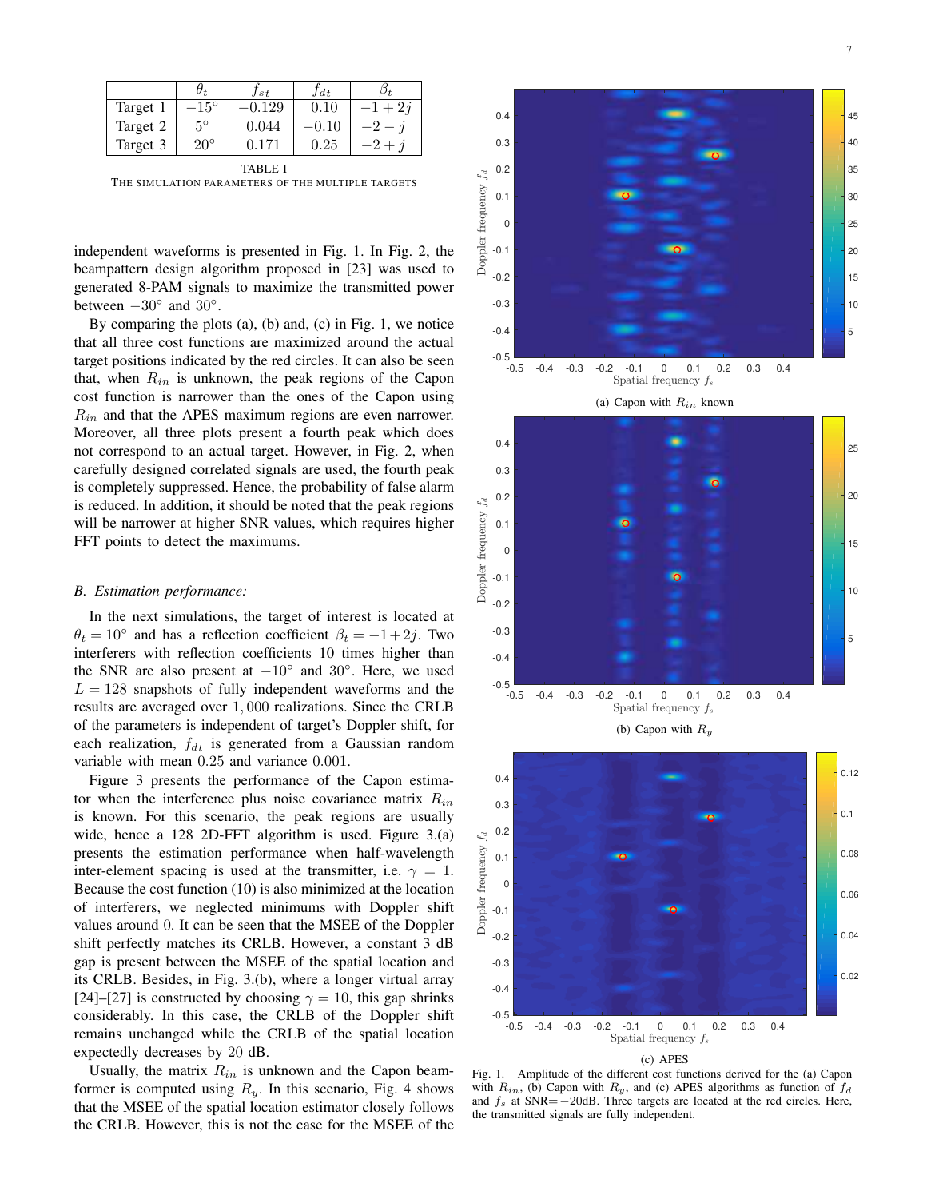|  | $\theta_t$ | $f_{st}$ | $f_{dt}$ | $\beta_t$ |
|---|---|---|---|---|
| Target 1 | $-15°$ | $-0.129$ | 0.10 | $-1+2j$ |
| Target 2 | $5°$ | 0.044 | $-0.10$ | $-2-j$ |
| Target 3 | $20°$ | 0.171 | 0.25 | $-2+j$ |

TABLE I
THE SIMULATION PARAMETERS OF THE MULTIPLE TARGETS

independent waveforms is presented in Fig. 1. In Fig. 2, the beampattern design algorithm proposed in [23] was used to generated 8-PAM signals to maximize the transmitted power between $-30°$ and $30°$.

By comparing the plots (a), (b) and, (c) in Fig. 1, we notice that all three cost functions are maximized around the actual target positions indicated by the red circles. It can also be seen that, when $R_{in}$ is unknown, the peak regions of the Capon cost function is narrower than the ones of the Capon using $R_{in}$ and that the APES maximum regions are even narrower. Moreover, all three plots present a fourth peak which does not correspond to an actual target. However, in Fig. 2, when carefully designed correlated signals are used, the fourth peak is completely suppressed. Hence, the probability of false alarm is reduced. In addition, it should be noted that the peak regions will be narrower at higher SNR values, which requires higher FFT points to detect the maximums.

### B. Estimation performance:

In the next simulations, the target of interest is located at $\theta_t = 10°$ and has a reflection coefficient $\beta_t = -1+2j$. Two interferers with reflection coefficients 10 times higher than the SNR are also present at $-10°$ and $30°$. Here, we used $L = 128$ snapshots of fully independent waveforms and the results are averaged over $1,000$ realizations. Since the CRLB of the parameters is independent of target's Doppler shift, for each realization, $f_{dt}$ is generated from a Gaussian random variable with mean $0.25$ and variance $0.001$.

Figure 3 presents the performance of the Capon estimator when the interference plus noise covariance matrix $R_{in}$ is known. For this scenario, the peak regions are usually wide, hence a 128 2D-FFT algorithm is used. Figure 3.(a) presents the estimation performance when half-wavelength inter-element spacing is used at the transmitter, i.e. $\gamma = 1$. Because the cost function (10) is also minimized at the location of interferers, we neglected minimums with Doppler shift values around 0. It can be seen that the MSEE of the Doppler shift perfectly matches its CRLB. However, a constant 3 dB gap is present between the MSEE of the spatial location and its CRLB. Besides, in Fig. 3.(b), where a longer virtual array [24]–[27] is constructed by choosing $\gamma = 10$, this gap shrinks considerably. In this case, the CRLB of the Doppler shift remains unchanged while the CRLB of the spatial location expectedly decreases by 20 dB.

Usually, the matrix $R_{in}$ is unknown and the Capon beamformer is computed using $R_y$. In this scenario, Fig. 4 shows that the MSEE of the spatial location estimator closely follows the CRLB. However, this is not the case for the MSEE of the

(a) Capon with $R_{in}$ known

(b) Capon with $R_y$

(c) APES

Fig. 1. Amplitude of the different cost functions derived for the (a) Capon with $R_{in}$, (b) Capon with $R_y$, and (c) APES algorithms as function of $f_d$ and $f_s$ at SNR$=-20$dB. Three targets are located at the red circles. Here, the transmitted signals are fully independent.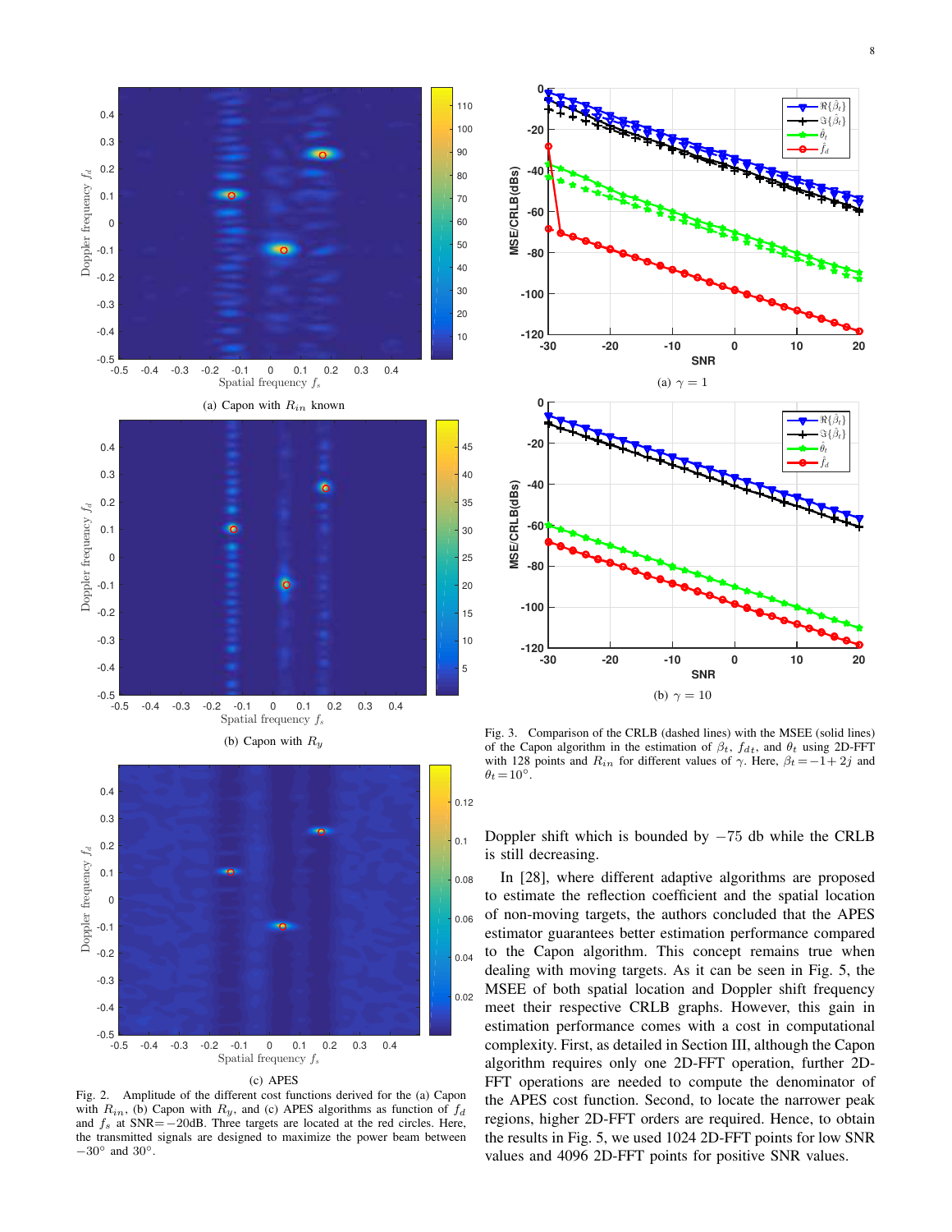(a) Capon with $R_{in}$ known

(b) Capon with $R_y$

(c) APES

Fig. 2. Amplitude of the different cost functions derived for the (a) Capon with $R_{in}$, (b) Capon with $R_y$, and (c) APES algorithms as function of $f_d$ and $f_s$ at SNR$=-20$dB. Three targets are located at the red circles. Here, the transmitted signals are designed to maximize the power beam between $-30°$ and $30°$.

(a) $\gamma = 1$

(b) $\gamma = 10$

Fig. 3. Comparison of the CRLB (dashed lines) with the MSEE (solid lines) of the Capon algorithm in the estimation of $\beta_t$, $f_{d_t}$, and $\theta_t$ using 2D-FFT with 128 points and $R_{in}$ for different values of $\gamma$. Here, $\beta_t = -1 + 2j$ and $\theta_t = 10°$.

Doppler shift which is bounded by $-75$ db while the CRLB is still decreasing.

In [28], where different adaptive algorithms are proposed to estimate the reflection coefficient and the spatial location of non-moving targets, the authors concluded that the APES estimator guarantees better estimation performance compared to the Capon algorithm. This concept remains true when dealing with moving targets. As it can be seen in Fig. 5, the MSEE of both spatial location and Doppler shift frequency meet their respective CRLB graphs. However, this gain in estimation performance comes with a cost in computational complexity. First, as detailed in Section III, although the Capon algorithm requires only one 2D-FFT operation, further 2D-FFT operations are needed to compute the denominator of the APES cost function. Second, to locate the narrower peak regions, higher 2D-FFT orders are required. Hence, to obtain the results in Fig. 5, we used 1024 2D-FFT points for low SNR values and 4096 2D-FFT points for positive SNR values.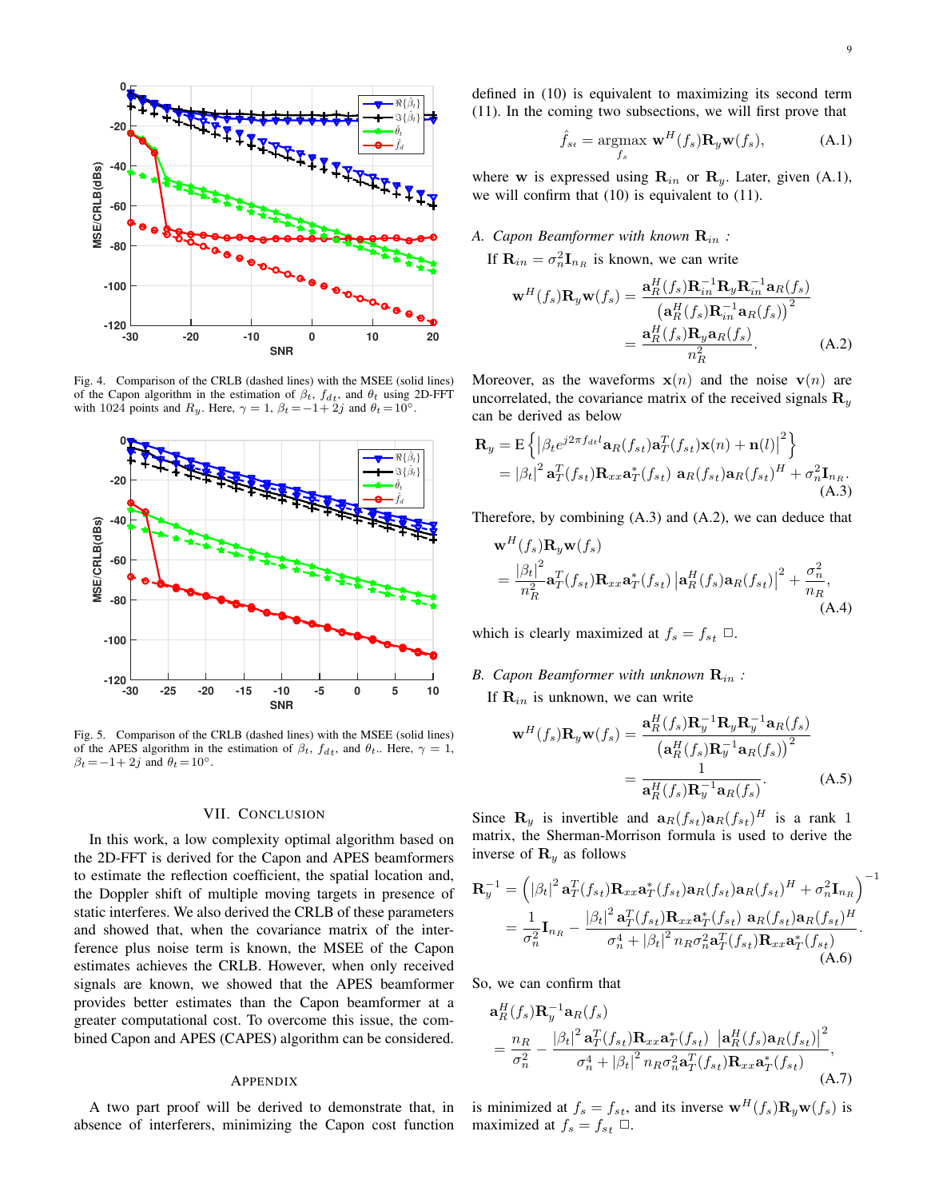Fig. 4. Comparison of the CRLB (dashed lines) with the MSEE (solid lines) of the Capon algorithm in the estimation of $\beta_t$, $f_{dt}$, and $\theta_t$ using 2D-FFT with 1024 points and $R_y$. Here, $\gamma = 1$, $\beta_t = -1 + 2j$ and $\theta_t = 10°$.

Fig. 5. Comparison of the CRLB (dashed lines) with the MSEE (solid lines) of the APES algorithm in the estimation of $\beta_t$, $f_{dt}$, and $\theta_t$.. Here, $\gamma = 1$, $\beta_t = -1 + 2j$ and $\theta_t = 10°$.

## VII. Conclusion

In this work, a low complexity optimal algorithm based on the 2D-FFT is derived for the Capon and APES beamformers to estimate the reflection coefficient, the spatial location and, the Doppler shift of multiple moving targets in presence of static interferes. We also derived the CRLB of these parameters and showed that, when the covariance matrix of the interference plus noise term is known, the MSEE of the Capon estimates achieves the CRLB. However, when only received signals are known, we showed that the APES beamformer provides better estimates than the Capon beamformer at a greater computational cost. To overcome this issue, the combined Capon and APES (CAPES) algorithm can be considered.

## Appendix

A two part proof will be derived to demonstrate that, in absence of interferers, minimizing the Capon cost function defined in (10) is equivalent to maximizing its second term (11). In the coming two subsections, we will first prove that

$$\hat{f}_{st} = \underset{f_s}{\operatorname{argmax}}\ \mathbf{w}^H(f_s)\mathbf{R}_y\mathbf{w}(f_s), \tag{A.1}$$

where $\mathbf{w}$ is expressed using $\mathbf{R}_{in}$ or $\mathbf{R}_y$. Later, given (A.1), we will confirm that (10) is equivalent to (11).

### A. Capon Beamformer with known $\mathbf{R}_{in}$ :

If $\mathbf{R}_{in} = \sigma_n^2 \mathbf{I}_{n_R}$ is known, we can write

$$\begin{aligned}\mathbf{w}^H(f_s)\mathbf{R}_y\mathbf{w}(f_s) &= \frac{\mathbf{a}_R^H(f_s)\mathbf{R}_{in}^{-1}\mathbf{R}_y\mathbf{R}_{in}^{-1}\mathbf{a}_R(f_s)}{\left(\mathbf{a}_R^H(f_s)\mathbf{R}_{in}^{-1}\mathbf{a}_R(f_s)\right)^2} \\ &= \frac{\mathbf{a}_R^H(f_s)\mathbf{R}_y\mathbf{a}_R(f_s)}{n_R^2}. \end{aligned} \tag{A.2}$$

Moreover, as the waveforms $\mathbf{x}(n)$ and the noise $\mathbf{v}(n)$ are uncorrelated, the covariance matrix of the received signals $\mathbf{R}_y$ can be derived as below

$$\begin{aligned}\mathbf{R}_y &= \mathrm{E}\left\{\left|\beta_t e^{j2\pi f_{dt} l}\mathbf{a}_R(f_{st})\mathbf{a}_T^T(f_{st})\mathbf{x}(n) + \mathbf{n}(l)\right|^2\right\} \\ &= |\beta_t|^2\ \mathbf{a}_T^T(f_{st})\mathbf{R}_{xx}\mathbf{a}_T^*(f_{st})\ \mathbf{a}_R(f_{st})\mathbf{a}_R(f_{st})^H + \sigma_n^2\mathbf{I}_{n_R}.\end{aligned} \tag{A.3}$$

Therefore, by combining (A.3) and (A.2), we can deduce that

$$\begin{aligned}&\mathbf{w}^H(f_s)\mathbf{R}_y\mathbf{w}(f_s) \\ &= \frac{|\beta_t|^2}{n_R^2}\mathbf{a}_T^T(f_{st})\mathbf{R}_{xx}\mathbf{a}_T^*(f_{st})\left|\mathbf{a}_R^H(f_s)\mathbf{a}_R(f_{st})\right|^2 + \frac{\sigma_n^2}{n_R},\end{aligned} \tag{A.4}$$

which is clearly maximized at $f_s = f_{st}$ □.

### B. Capon Beamformer with unknown $\mathbf{R}_{in}$ :

If $\mathbf{R}_{in}$ is unknown, we can write

$$\begin{aligned}\mathbf{w}^H(f_s)\mathbf{R}_y\mathbf{w}(f_s) &= \frac{\mathbf{a}_R^H(f_s)\mathbf{R}_y^{-1}\mathbf{R}_y\mathbf{R}_y^{-1}\mathbf{a}_R(f_s)}{\left(\mathbf{a}_R^H(f_s)\mathbf{R}_y^{-1}\mathbf{a}_R(f_s)\right)^2} \\ &= \frac{1}{\mathbf{a}_R^H(f_s)\mathbf{R}_y^{-1}\mathbf{a}_R(f_s)}.\end{aligned} \tag{A.5}$$

Since $\mathbf{R}_y$ is invertible and $\mathbf{a}_R(f_{st})\mathbf{a}_R(f_{st})^H$ is a rank 1 matrix, the Sherman-Morrison formula is used to derive the inverse of $\mathbf{R}_y$ as follows

$$\begin{aligned}\mathbf{R}_y^{-1} &= \left(|\beta_t|^2\ \mathbf{a}_T^T(f_{st})\mathbf{R}_{xx}\mathbf{a}_T^*(f_{st})\mathbf{a}_R(f_{st})\mathbf{a}_R(f_{st})^H + \sigma_n^2\mathbf{I}_{n_R}\right)^{-1} \\ &= \frac{1}{\sigma_n^2}\mathbf{I}_{n_R} - \frac{|\beta_t|^2\ \mathbf{a}_T^T(f_{st})\mathbf{R}_{xx}\mathbf{a}_T^*(f_{st})\ \mathbf{a}_R(f_{st})\mathbf{a}_R(f_{st})^H}{\sigma_n^4 + |\beta_t|^2 n_R\sigma_n^2\mathbf{a}_T^T(f_{st})\mathbf{R}_{xx}\mathbf{a}_T^*(f_{st})}.\end{aligned} \tag{A.6}$$

So, we can confirm that

$$\begin{aligned}&\mathbf{a}_R^H(f_s)\mathbf{R}_y^{-1}\mathbf{a}_R(f_s) \\ &= \frac{n_R}{\sigma_n^2} - \frac{|\beta_t|^2\ \mathbf{a}_T^T(f_{st})\mathbf{R}_{xx}\mathbf{a}_T^*(f_{st})\ \left|\mathbf{a}_R^H(f_s)\mathbf{a}_R(f_{st})\right|^2}{\sigma_n^4 + |\beta_t|^2 n_R\sigma_n^2\mathbf{a}_T^T(f_{st})\mathbf{R}_{xx}\mathbf{a}_T^*(f_{st})},\end{aligned} \tag{A.7}$$

is minimized at $f_s = f_{st}$, and its inverse $\mathbf{w}^H(f_s)\mathbf{R}_y\mathbf{w}(f_s)$ is maximized at $f_s = f_{st}$ □.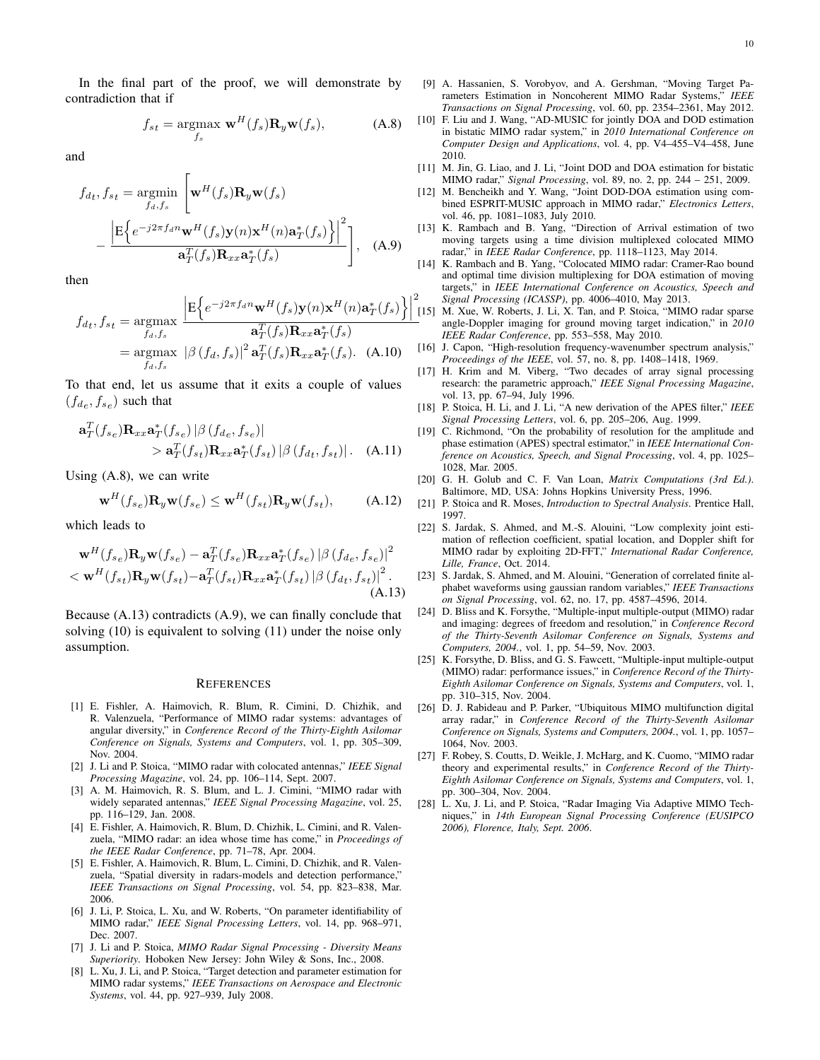In the final part of the proof, we will demonstrate by contradiction that if

$$f_{st} = \underset{f_s}{\operatorname{argmax}} \ \mathbf{w}^H(f_s)\mathbf{R}_y\mathbf{w}(f_s), \tag{A.8}$$

and

$$f_{dt}, f_{st} = \underset{f_d, f_s}{\operatorname{argmin}} \left[ \mathbf{w}^H(f_s)\mathbf{R}_y\mathbf{w}(f_s) - \frac{\left| \mathrm{E}\left\{ e^{-j2\pi f_d n}\mathbf{w}^H(f_s)\mathbf{y}(n)\mathbf{x}^H(n)\mathbf{a}_T^*(f_s) \right\} \right|^2}{\mathbf{a}_T^T(f_s)\mathbf{R}_{xx}\mathbf{a}_T^*(f_s)} \right], \tag{A.9}$$

then

$$\begin{aligned} f_{dt}, f_{st} &= \underset{f_d, f_s}{\operatorname{argmax}} \ \frac{\left| \mathrm{E}\left\{ e^{-j2\pi f_d n}\mathbf{w}^H(f_s)\mathbf{y}(n)\mathbf{x}^H(n)\mathbf{a}_T^*(f_s) \right\} \right|^2}{\mathbf{a}_T^T(f_s)\mathbf{R}_{xx}\mathbf{a}_T^*(f_s)} \\ &= \underset{f_d, f_s}{\operatorname{argmax}} \ \left|\beta\left(f_d, f_s\right)\right|^2 \mathbf{a}_T^T(f_s)\mathbf{R}_{xx}\mathbf{a}_T^*(f_s). \end{aligned} \tag{A.10}$$

To that end, let us assume that it exits a couple of values $(f_{de}, f_{se})$ such that

$$\begin{aligned} &\mathbf{a}_T^T(f_{se})\mathbf{R}_{xx}\mathbf{a}_T^*(f_{se}) \left|\beta\left(f_{de}, f_{se}\right)\right| \\ &\quad > \mathbf{a}_T^T(f_{st})\mathbf{R}_{xx}\mathbf{a}_T^*(f_{st}) \left|\beta\left(f_{dt}, f_{st}\right)\right|. \end{aligned} \tag{A.11}$$

Using (A.8), we can write

$$\mathbf{w}^H(f_{se})\mathbf{R}_y\mathbf{w}(f_{se}) \leq \mathbf{w}^H(f_{st})\mathbf{R}_y\mathbf{w}(f_{st}), \tag{A.12}$$

which leads to

$$\begin{aligned} &\mathbf{w}^H(f_{se})\mathbf{R}_y\mathbf{w}(f_{se}) - \mathbf{a}_T^T(f_{se})\mathbf{R}_{xx}\mathbf{a}_T^*(f_{se}) \left|\beta\left(f_{de}, f_{se}\right)\right|^2 \\ &< \mathbf{w}^H(f_{st})\mathbf{R}_y\mathbf{w}(f_{st}) - \mathbf{a}_T^T(f_{st})\mathbf{R}_{xx}\mathbf{a}_T^*(f_{st}) \left|\beta\left(f_{dt}, f_{st}\right)\right|^2. \end{aligned} \tag{A.13}$$

Because (A.13) contradicts (A.9), we can finally conclude that solving (10) is equivalent to solving (11) under the noise only assumption.

## References

[1] E. Fishler, A. Haimovich, R. Blum, R. Cimini, D. Chizhik, and R. Valenzuela, "Performance of MIMO radar systems: advantages of angular diversity," in *Conference Record of the Thirty-Eighth Asilomar Conference on Signals, Systems and Computers*, vol. 1, pp. 305–309, Nov. 2004.

[2] J. Li and P. Stoica, "MIMO radar with colocated antennas," *IEEE Signal Processing Magazine*, vol. 24, pp. 106–114, Sept. 2007.

[3] A. M. Haimovich, R. S. Blum, and L. J. Cimini, "MIMO radar with widely separated antennas," *IEEE Signal Processing Magazine*, vol. 25, pp. 116–129, Jan. 2008.

[4] E. Fishler, A. Haimovich, R. Blum, D. Chizhik, L. Cimini, and R. Valenzuela, "MIMO radar: an idea whose time has come," in *Proceedings of the IEEE Radar Conference*, pp. 71–78, Apr. 2004.

[5] E. Fishler, A. Haimovich, R. Blum, L. Cimini, D. Chizhik, and R. Valenzuela, "Spatial diversity in radars-models and detection performance," *IEEE Transactions on Signal Processing*, vol. 54, pp. 823–838, Mar. 2006.

[6] J. Li, P. Stoica, L. Xu, and W. Roberts, "On parameter identifiability of MIMO radar," *IEEE Signal Processing Letters*, vol. 14, pp. 968–971, Dec. 2007.

[7] J. Li and P. Stoica, *MIMO Radar Signal Processing - Diversity Means Superiority*. Hoboken New Jersey: John Wiley & Sons, Inc., 2008.

[8] L. Xu, J. Li, and P. Stoica, "Target detection and parameter estimation for MIMO radar systems," *IEEE Transactions on Aerospace and Electronic Systems*, vol. 44, pp. 927–939, July 2008.

[9] A. Hassanien, S. Vorobyov, and A. Gershman, "Moving Target Parameters Estimation in Noncoherent MIMO Radar Systems," *IEEE Transactions on Signal Processing*, vol. 60, pp. 2354–2361, May 2012.

[10] F. Liu and J. Wang, "AD-MUSIC for jointly DOA and DOD estimation in bistatic MIMO radar system," in *2010 International Conference on Computer Design and Applications*, vol. 4, pp. V4–455–V4–458, June 2010.

[11] M. Jin, G. Liao, and J. Li, "Joint DOD and DOA estimation for bistatic MIMO radar," *Signal Processing*, vol. 89, no. 2, pp. 244 – 251, 2009.

[12] M. Bencheikh and Y. Wang, "Joint DOD-DOA estimation using combined ESPRIT-MUSIC approach in MIMO radar," *Electronics Letters*, vol. 46, pp. 1081–1083, July 2010.

[13] K. Rambach and B. Yang, "Direction of Arrival estimation of two moving targets using a time division multiplexed colocated MIMO radar," in *IEEE Radar Conference*, pp. 1118–1123, May 2014.

[14] K. Rambach and B. Yang, "Colocated MIMO radar: Cramer-Rao bound and optimal time division multiplexing for DOA estimation of moving targets," in *IEEE International Conference on Acoustics, Speech and Signal Processing (ICASSP)*, pp. 4006–4010, May 2013.

[15] M. Xue, W. Roberts, J. Li, X. Tan, and P. Stoica, "MIMO radar sparse angle-Doppler imaging for ground moving target indication," in *2010 IEEE Radar Conference*, pp. 553–558, May 2010.

[16] J. Capon, "High-resolution frequency-wavenumber spectrum analysis," *Proceedings of the IEEE*, vol. 57, no. 8, pp. 1408–1418, 1969.

[17] H. Krim and M. Viberg, "Two decades of array signal processing research: the parametric approach," *IEEE Signal Processing Magazine*, vol. 13, pp. 67–94, July 1996.

[18] P. Stoica, H. Li, and J. Li, "A new derivation of the APES filter," *IEEE Signal Processing Letters*, vol. 6, pp. 205–206, Aug. 1999.

[19] C. Richmond, "On the probability of resolution for the amplitude and phase estimation (APES) spectral estimator," in *IEEE International Conference on Acoustics, Speech, and Signal Processing*, vol. 4, pp. 1025–1028, Mar. 2005.

[20] G. H. Golub and C. F. Van Loan, *Matrix Computations (3rd Ed.)*. Baltimore, MD, USA: Johns Hopkins University Press, 1996.

[21] P. Stoica and R. Moses, *Introduction to Spectral Analysis*. Prentice Hall, 1997.

[22] S. Jardak, S. Ahmed, and M.-S. Alouini, "Low complexity joint estimation of reflection coefficient, spatial location, and Doppler shift for MIMO radar by exploiting 2D-FFT," *International Radar Conference, Lille, France*, Oct. 2014.

[23] S. Jardak, S. Ahmed, and M. Alouini, "Generation of correlated finite alphabet waveforms using gaussian random variables," *IEEE Transactions on Signal Processing*, vol. 62, no. 17, pp. 4587–4596, 2014.

[24] D. Bliss and K. Forsythe, "Multiple-input multiple-output (MIMO) radar and imaging: degrees of freedom and resolution," in *Conference Record of the Thirty-Seventh Asilomar Conference on Signals, Systems and Computers, 2004.*, vol. 1, pp. 54–59, Nov. 2003.

[25] K. Forsythe, D. Bliss, and G. S. Fawcett, "Multiple-input multiple-output (MIMO) radar: performance issues," in *Conference Record of the Thirty-Eighth Asilomar Conference on Signals, Systems and Computers*, vol. 1, pp. 310–315, Nov. 2004.

[26] D. J. Rabideau and P. Parker, "Ubiquitous MIMO multifunction digital array radar," in *Conference Record of the Thirty-Seventh Asilomar Conference on Signals, Systems and Computers, 2004.*, vol. 1, pp. 1057–1064, Nov. 2003.

[27] F. Robey, S. Coutts, D. Weikle, J. McHarg, and K. Cuomo, "MIMO radar theory and experimental results," in *Conference Record of the Thirty-Eighth Asilomar Conference on Signals, Systems and Computers*, vol. 1, pp. 300–304, Nov. 2004.

[28] L. Xu, J. Li, and P. Stoica, "Radar Imaging Via Adaptive MIMO Techniques," in *14th European Signal Processing Conference (EUSIPCO 2006), Florence, Italy, Sept. 2006*.